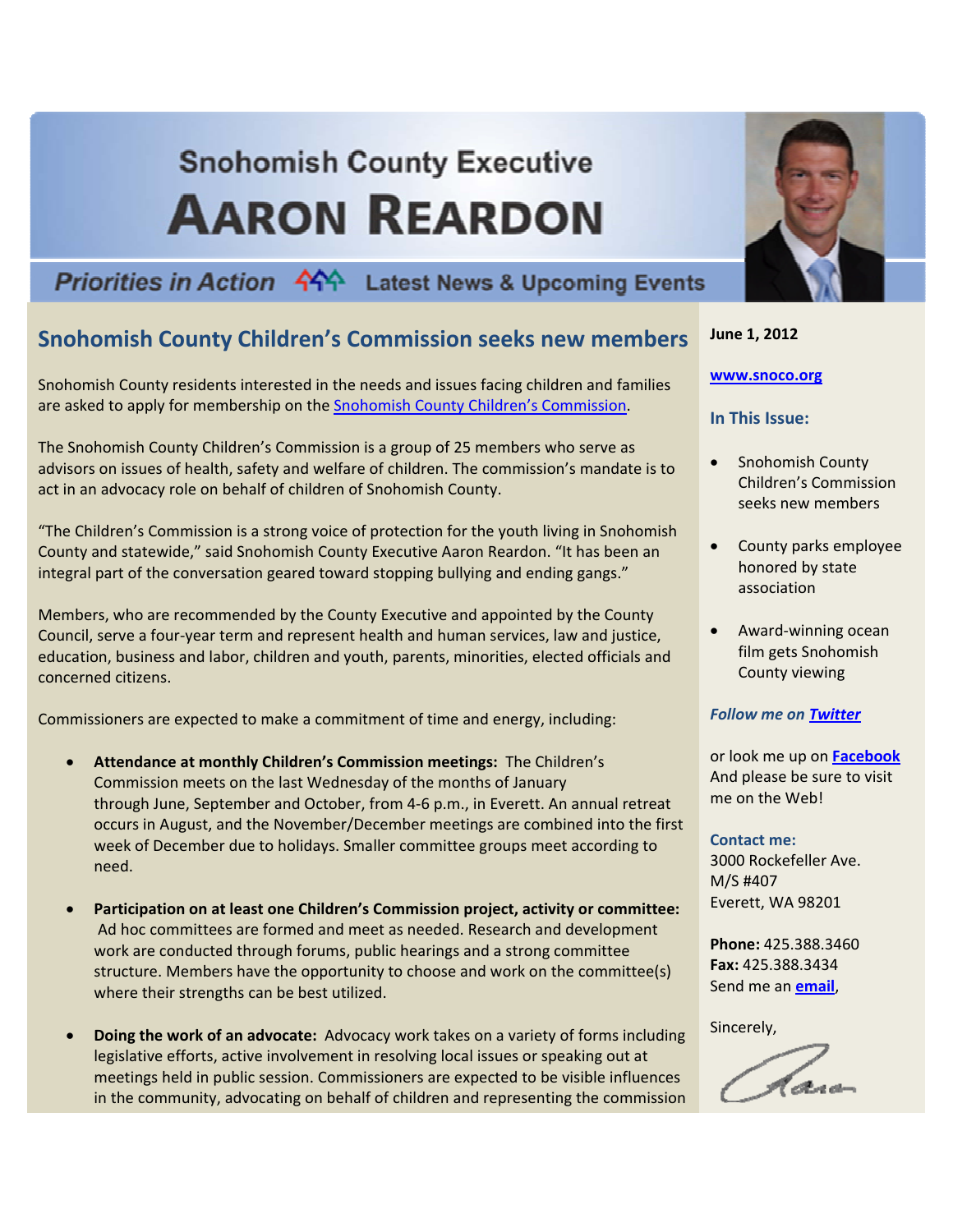# Snohomish County Executive AARON REARDON

**Priorities in Action** — Latest News & Upcoming Events

## Snohomish County Children's Commission seeks new members

Snohomish County residents interested in the needs and issues facing children and families are asked to apply for membership on the Snohomish County Children's Commission.

The Snohomish County Children's Commission is a group of 25 members who serve as advisors on issues of health, safety and welfare of children. The commission's mandate is to act in an advocacy role on behalf of children of Snohomish County.

"The Children's Commission is a strong voice of protection for the youth living in Snohomish County and statewide," said Snohomish County Executive Aaron Reardon. "It has been an integral part of the conversation geared toward stopping bullying and ending gangs."

Members, who are recommended by the County Executive and appointed by the County Council, serve a four-year term and represent health and human services, law and justice, education, business and labor, children and youth, parents, minorities, elected officials and concerned citizens.

Commissioners are expected to make a commitment of time and energy, including:

- **Attendance at monthly Children's Commission meetings:** The Children's Commission meets on the last Wednesday of the months of January through June, September and October, from 4-6 p.m., in Everett. An annual retreat occurs in August, and the November/December meetings are combined into the first week of December due to holidays. Smaller committee groups meet according to need.
- **Participation on at least one Children's Commission project, activity or committee:** Ad hoc committees are formed and meet as needed. Research and development work are conducted through forums, public hearings and a strong committee structure. Members have the opportunity to choose and work on the committee(s) where their strengths can be best utilized.
- **Doing the work of an advocate:** Advocacy work takes on a variety of forms including legislative efforts, active involvement in resolving local issues or speaking out at meetings held in public session. Commissioners are expected to be visible influences in the community, advocating on behalf of children and representing the commission

**June 1, 2012**

**www.snoco.org**

### In This Issue:

- Snohomish County Children's Commission seeks new members
- County parks employee honored by state association
- Award-winning ocean film gets Snohomish County viewing

***Follow me on Twitter***

or look me up on **Facebook**
And please be sure to visit me on the Web!

**Contact me:**
3000 Rockefeller Ave.
M/S #407
Everett, WA 98201

**Phone:** 425.388.3460
**Fax:** 425.388.3434
Send me an **email**,

Sincerely,

Aaron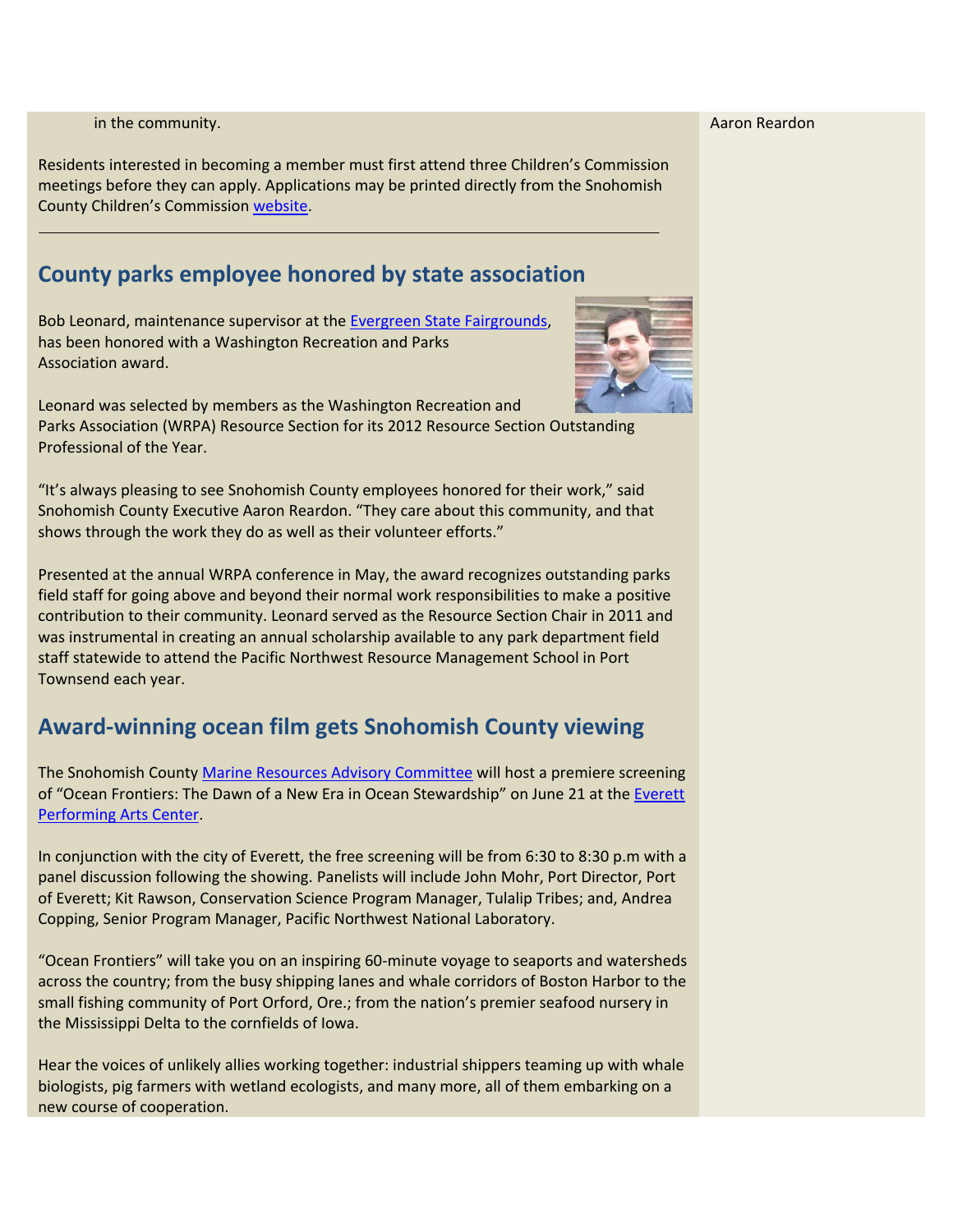in the community.

Residents interested in becoming a member must first attend three Children's Commission meetings before they can apply. Applications may be printed directly from the Snohomish County Children's Commission website.

---

## County parks employee honored by state association

Bob Leonard, maintenance supervisor at the Evergreen State Fairgrounds, has been honored with a Washington Recreation and Parks Association award.

Leonard was selected by members as the Washington Recreation and Parks Association (WRPA) Resource Section for its 2012 Resource Section Outstanding Professional of the Year.

"It's always pleasing to see Snohomish County employees honored for their work," said Snohomish County Executive Aaron Reardon. "They care about this community, and that shows through the work they do as well as their volunteer efforts."

Presented at the annual WRPA conference in May, the award recognizes outstanding parks field staff for going above and beyond their normal work responsibilities to make a positive contribution to their community. Leonard served as the Resource Section Chair in 2011 and was instrumental in creating an annual scholarship available to any park department field staff statewide to attend the Pacific Northwest Resource Management School in Port Townsend each year.

## Award-winning ocean film gets Snohomish County viewing

The Snohomish County Marine Resources Advisory Committee will host a premiere screening of "Ocean Frontiers: The Dawn of a New Era in Ocean Stewardship" on June 21 at the Everett Performing Arts Center.

In conjunction with the city of Everett, the free screening will be from 6:30 to 8:30 p.m with a panel discussion following the showing. Panelists will include John Mohr, Port Director, Port of Everett; Kit Rawson, Conservation Science Program Manager, Tulalip Tribes; and, Andrea Copping, Senior Program Manager, Pacific Northwest National Laboratory.

"Ocean Frontiers" will take you on an inspiring 60-minute voyage to seaports and watersheds across the country; from the busy shipping lanes and whale corridors of Boston Harbor to the small fishing community of Port Orford, Ore.; from the nation's premier seafood nursery in the Mississippi Delta to the cornfields of Iowa.

Hear the voices of unlikely allies working together: industrial shippers teaming up with whale biologists, pig farmers with wetland ecologists, and many more, all of them embarking on a new course of cooperation.

Aaron Reardon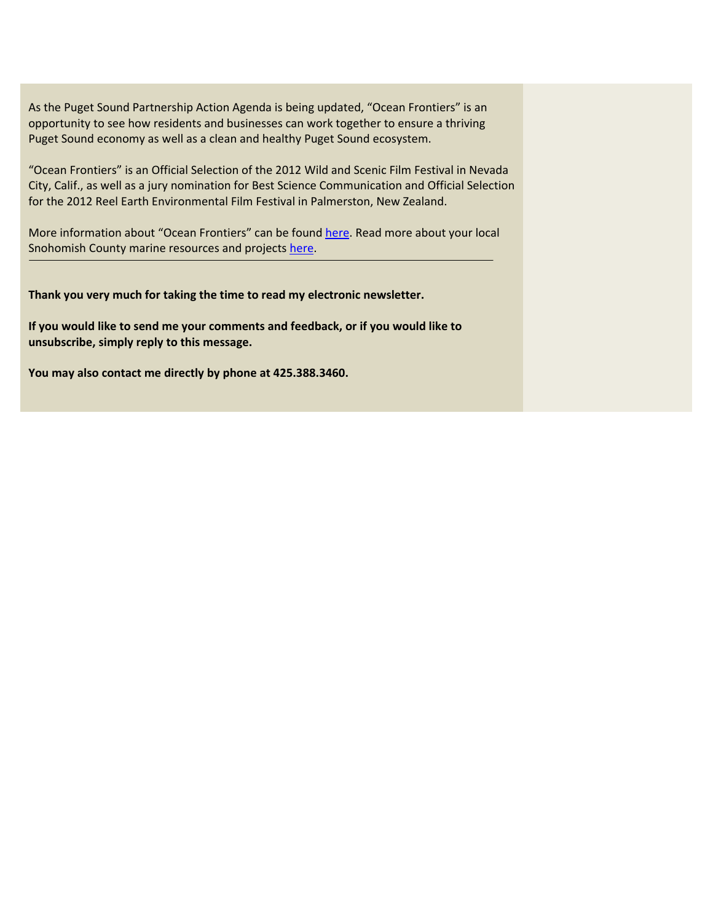As the Puget Sound Partnership Action Agenda is being updated, “Ocean Frontiers” is an opportunity to see how residents and businesses can work together to ensure a thriving Puget Sound economy as well as a clean and healthy Puget Sound ecosystem.

“Ocean Frontiers” is an Official Selection of the 2012 Wild and Scenic Film Festival in Nevada City, Calif., as well as a jury nomination for Best Science Communication and Official Selection for the 2012 Reel Earth Environmental Film Festival in Palmerston, New Zealand.

More information about “Ocean Frontiers” can be found here. Read more about your local Snohomish County marine resources and projects here.

---

**Thank you very much for taking the time to read my electronic newsletter.**

**If you would like to send me your comments and feedback, or if you would like to unsubscribe, simply reply to this message.**

**You may also contact me directly by phone at 425.388.3460.**